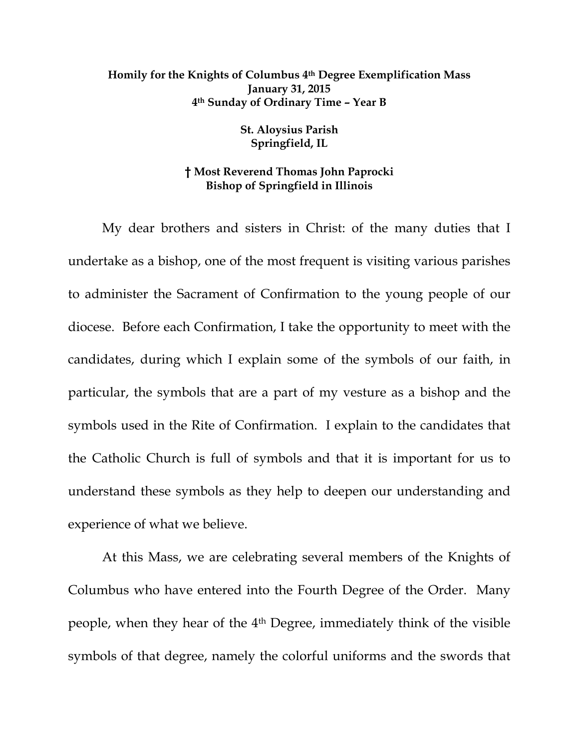**Homily for the Knights of Columbus 4th Degree Exemplification Mass**
**January 31, 2015**
**4th Sunday of Ordinary Time – Year B**

**St. Aloysius Parish**
**Springfield, IL**

**† Most Reverend Thomas John Paprocki**
**Bishop of Springfield in Illinois**

My dear brothers and sisters in Christ: of the many duties that I undertake as a bishop, one of the most frequent is visiting various parishes to administer the Sacrament of Confirmation to the young people of our diocese. Before each Confirmation, I take the opportunity to meet with the candidates, during which I explain some of the symbols of our faith, in particular, the symbols that are a part of my vesture as a bishop and the symbols used in the Rite of Confirmation. I explain to the candidates that the Catholic Church is full of symbols and that it is important for us to understand these symbols as they help to deepen our understanding and experience of what we believe.

At this Mass, we are celebrating several members of the Knights of Columbus who have entered into the Fourth Degree of the Order. Many people, when they hear of the 4th Degree, immediately think of the visible symbols of that degree, namely the colorful uniforms and the swords that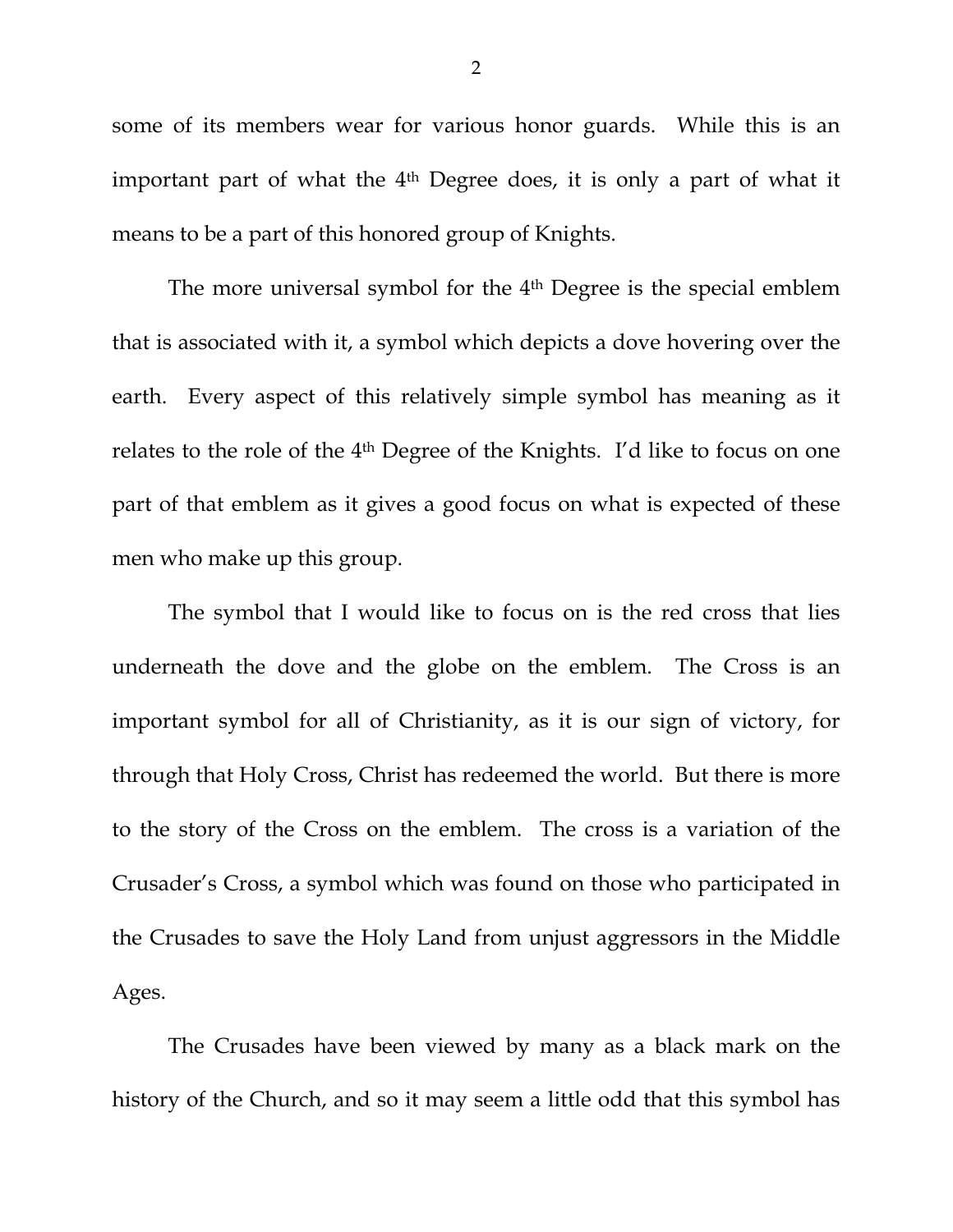some of its members wear for various honor guards. While this is an important part of what the 4th Degree does, it is only a part of what it means to be a part of this honored group of Knights.

The more universal symbol for the 4th Degree is the special emblem that is associated with it, a symbol which depicts a dove hovering over the earth. Every aspect of this relatively simple symbol has meaning as it relates to the role of the 4th Degree of the Knights. I'd like to focus on one part of that emblem as it gives a good focus on what is expected of these men who make up this group.

The symbol that I would like to focus on is the red cross that lies underneath the dove and the globe on the emblem. The Cross is an important symbol for all of Christianity, as it is our sign of victory, for through that Holy Cross, Christ has redeemed the world. But there is more to the story of the Cross on the emblem. The cross is a variation of the Crusader's Cross, a symbol which was found on those who participated in the Crusades to save the Holy Land from unjust aggressors in the Middle Ages.

The Crusades have been viewed by many as a black mark on the history of the Church, and so it may seem a little odd that this symbol has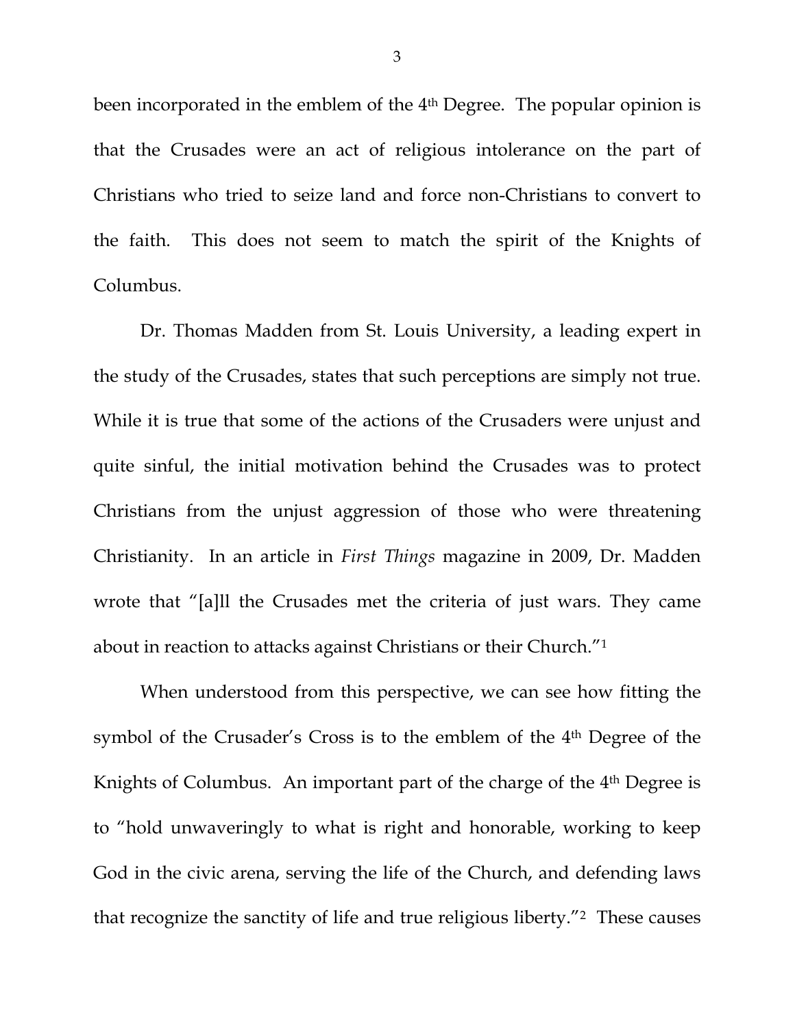been incorporated in the emblem of the 4th Degree. The popular opinion is that the Crusades were an act of religious intolerance on the part of Christians who tried to seize land and force non-Christians to convert to the faith. This does not seem to match the spirit of the Knights of Columbus.

Dr. Thomas Madden from St. Louis University, a leading expert in the study of the Crusades, states that such perceptions are simply not true. While it is true that some of the actions of the Crusaders were unjust and quite sinful, the initial motivation behind the Crusades was to protect Christians from the unjust aggression of those who were threatening Christianity. In an article in *First Things* magazine in 2009, Dr. Madden wrote that "[a]ll the Crusades met the criteria of just wars. They came about in reaction to attacks against Christians or their Church."[1]

When understood from this perspective, we can see how fitting the symbol of the Crusader's Cross is to the emblem of the 4th Degree of the Knights of Columbus. An important part of the charge of the 4th Degree is to "hold unwaveringly to what is right and honorable, working to keep God in the civic arena, serving the life of the Church, and defending laws that recognize the sanctity of life and true religious liberty."[2] These causes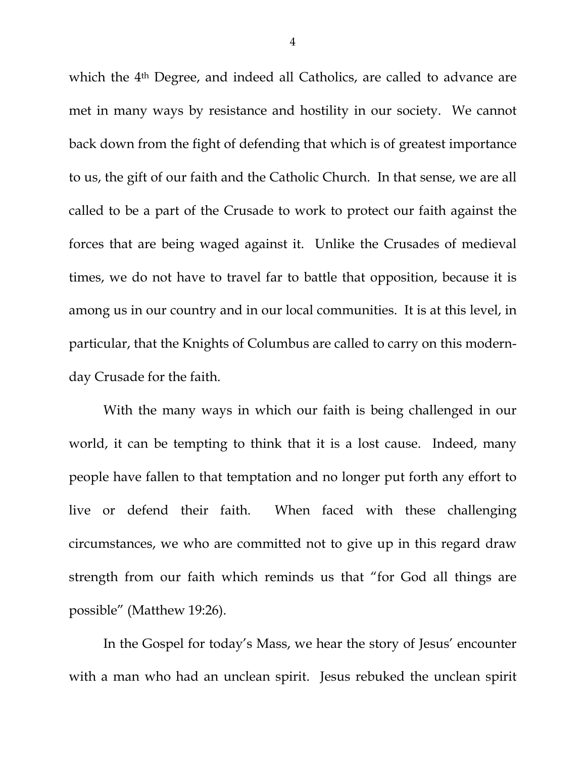which the 4th Degree, and indeed all Catholics, are called to advance are met in many ways by resistance and hostility in our society. We cannot back down from the fight of defending that which is of greatest importance to us, the gift of our faith and the Catholic Church. In that sense, we are all called to be a part of the Crusade to work to protect our faith against the forces that are being waged against it. Unlike the Crusades of medieval times, we do not have to travel far to battle that opposition, because it is among us in our country and in our local communities. It is at this level, in particular, that the Knights of Columbus are called to carry on this modern-day Crusade for the faith.

With the many ways in which our faith is being challenged in our world, it can be tempting to think that it is a lost cause. Indeed, many people have fallen to that temptation and no longer put forth any effort to live or defend their faith. When faced with these challenging circumstances, we who are committed not to give up in this regard draw strength from our faith which reminds us that "for God all things are possible" (Matthew 19:26).

In the Gospel for today's Mass, we hear the story of Jesus' encounter with a man who had an unclean spirit. Jesus rebuked the unclean spirit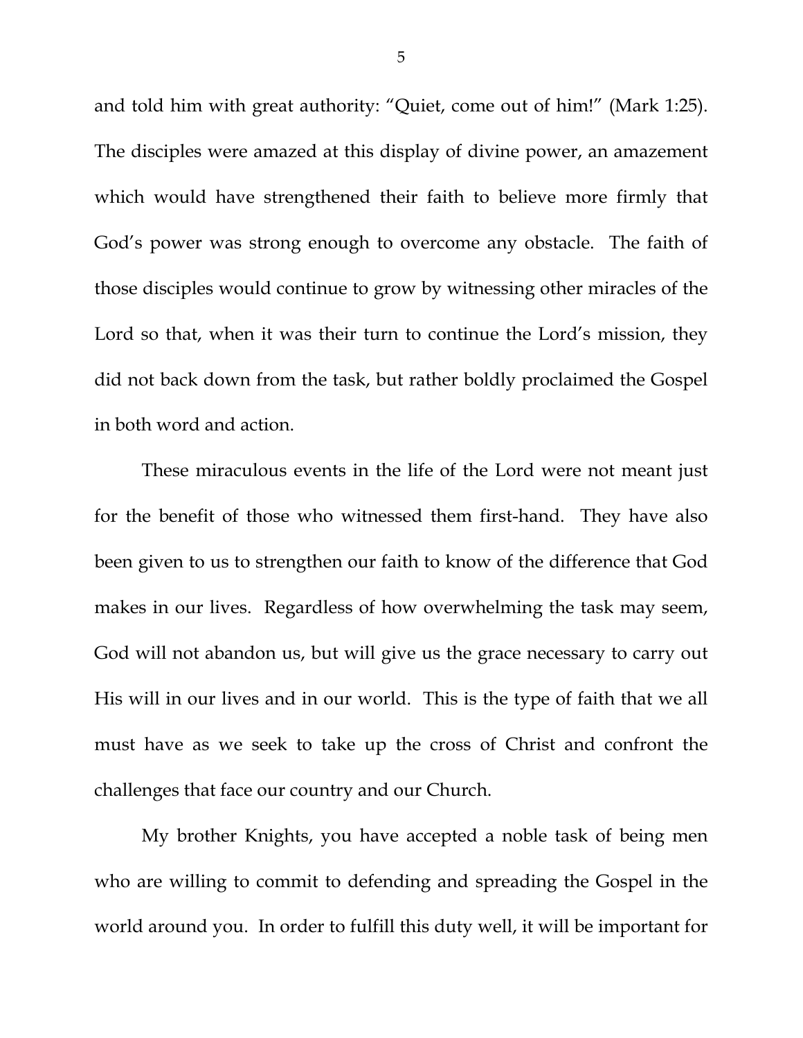and told him with great authority: "Quiet, come out of him!" (Mark 1:25). The disciples were amazed at this display of divine power, an amazement which would have strengthened their faith to believe more firmly that God's power was strong enough to overcome any obstacle. The faith of those disciples would continue to grow by witnessing other miracles of the Lord so that, when it was their turn to continue the Lord's mission, they did not back down from the task, but rather boldly proclaimed the Gospel in both word and action.

These miraculous events in the life of the Lord were not meant just for the benefit of those who witnessed them first-hand. They have also been given to us to strengthen our faith to know of the difference that God makes in our lives. Regardless of how overwhelming the task may seem, God will not abandon us, but will give us the grace necessary to carry out His will in our lives and in our world. This is the type of faith that we all must have as we seek to take up the cross of Christ and confront the challenges that face our country and our Church.

My brother Knights, you have accepted a noble task of being men who are willing to commit to defending and spreading the Gospel in the world around you. In order to fulfill this duty well, it will be important for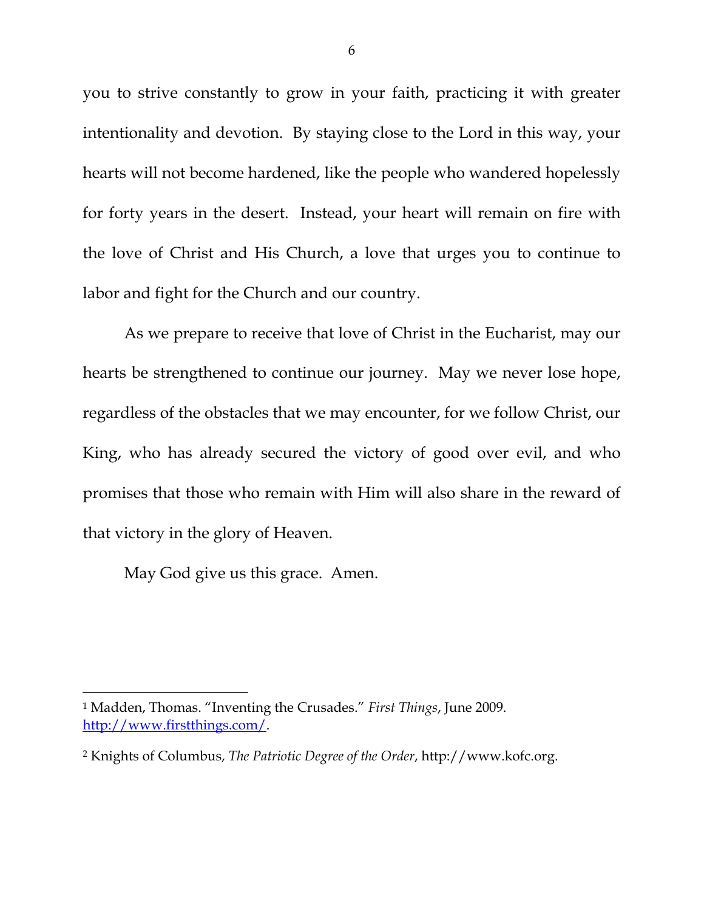you to strive constantly to grow in your faith, practicing it with greater intentionality and devotion. By staying close to the Lord in this way, your hearts will not become hardened, like the people who wandered hopelessly for forty years in the desert. Instead, your heart will remain on fire with the love of Christ and His Church, a love that urges you to continue to labor and fight for the Church and our country.

As we prepare to receive that love of Christ in the Eucharist, may our hearts be strengthened to continue our journey. May we never lose hope, regardless of the obstacles that we may encounter, for we follow Christ, our King, who has already secured the victory of good over evil, and who promises that those who remain with Him will also share in the reward of that victory in the glory of Heaven.

May God give us this grace. Amen.

---

[1] Madden, Thomas. "Inventing the Crusades." *First Things*, June 2009. http://www.firstthings.com/.

[2] Knights of Columbus, *The Patriotic Degree of the Order*, http://www.kofc.org.